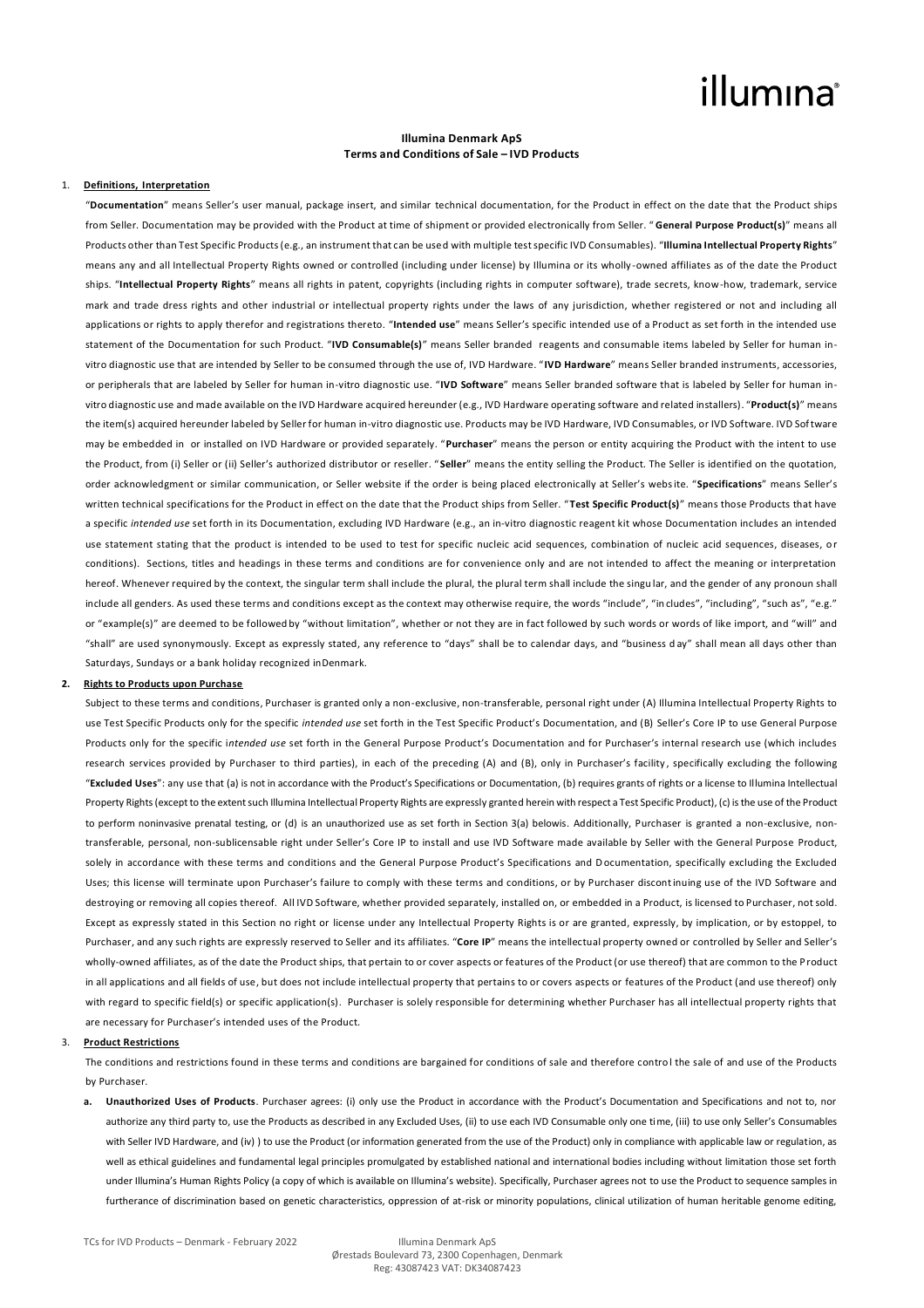illumina®

**Illumina Denmark ApS**
**Terms and Conditions of Sale – IVD Products**

1. **Definitions, Interpretation**

"**Documentation**" means Seller's user manual, package insert, and similar technical documentation, for the Product in effect on the date that the Product ships from Seller. Documentation may be provided with the Product at time of shipment or provided electronically from Seller. "**General Purpose Product(s)**" means all Products other than Test Specific Products (e.g., an instrument that can be used with multiple test specific IVD Consumables). "**Illumina Intellectual Property Rights**" means any and all Intellectual Property Rights owned or controlled (including under license) by Illumina or its wholly-owned affiliates as of the date the Product ships. "**Intellectual Property Rights**" means all rights in patent, copyrights (including rights in computer software), trade secrets, know-how, trademark, service mark and trade dress rights and other industrial or intellectual property rights under the laws of any jurisdiction, whether registered or not and including all applications or rights to apply therefor and registrations thereto. "**Intended use**" means Seller's specific intended use of a Product as set forth in the intended use statement of the Documentation for such Product. "**IVD Consumable(s)**" means Seller branded reagents and consumable items labeled by Seller for human in-vitro diagnostic use that are intended by Seller to be consumed through the use of, IVD Hardware. "**IVD Hardware**" means Seller branded instruments, accessories, or peripherals that are labeled by Seller for human in-vitro diagnostic use. "**IVD Software**" means Seller branded software that is labeled by Seller for human in-vitro diagnostic use and made available on the IVD Hardware acquired hereunder (e.g., IVD Hardware operating software and related installers). "**Product(s)**" means the item(s) acquired hereunder labeled by Seller for human in-vitro diagnostic use. Products may be IVD Hardware, IVD Consumables, or IVD Software. IVD Software may be embedded in or installed on IVD Hardware or provided separately. "**Purchaser**" means the person or entity acquiring the Product with the intent to use the Product, from (i) Seller or (ii) Seller's authorized distributor or reseller. "**Seller**" means the entity selling the Product. The Seller is identified on the quotation, order acknowledgment or similar communication, or Seller website if the order is being placed electronically at Seller's website. "**Specifications**" means Seller's written technical specifications for the Product in effect on the date that the Product ships from Seller. "**Test Specific Product(s)**" means those Products that have a specific *intended use* set forth in its Documentation, excluding IVD Hardware (e.g., an in-vitro diagnostic reagent kit whose Documentation includes an intended use statement stating that the product is intended to be used to test for specific nucleic acid sequences, combination of nucleic acid sequences, diseases, or conditions). Sections, titles and headings in these terms and conditions are for convenience only and are not intended to affect the meaning or interpretation hereof. Whenever required by the context, the singular term shall include the plural, the plural term shall include the singular, and the gender of any pronoun shall include all genders. As used these terms and conditions except as the context may otherwise require, the words "include", "includes", "including", "such as", "e.g." or "example(s)" are deemed to be followed by "without limitation", whether or not they are in fact followed by such words or words of like import, and "will" and "shall" are used synonymously. Except as expressly stated, any reference to "days" shall be to calendar days, and "business day" shall mean all days other than Saturdays, Sundays or a bank holiday recognized in Denmark.

2. **Rights to Products upon Purchase**

Subject to these terms and conditions, Purchaser is granted only a non-exclusive, non-transferable, personal right under (A) Illumina Intellectual Property Rights to use Test Specific Products only for the specific *intended use* set forth in the Test Specific Product's Documentation, and (B) Seller's Core IP to use General Purpose Products only for the specific *intended use* set forth in the General Purpose Product's Documentation and for Purchaser's internal research use (which includes research services provided by Purchaser to third parties), in each of the preceding (A) and (B), only in Purchaser's facility, specifically excluding the following "**Excluded Uses**": any use that (a) is not in accordance with the Product's Specifications or Documentation, (b) requires grants of rights or a license to Illumina Intellectual Property Rights (except to the extent such Illumina Intellectual Property Rights are expressly granted herein with respect a Test Specific Product), (c) is the use of the Product to perform noninvasive prenatal testing, or (d) is an unauthorized use as set forth in Section 3(a) belowis. Additionally, Purchaser is granted a non-exclusive, non-transferable, personal, non-sublicensable right under Seller's Core IP to install and use IVD Software made available by Seller with the General Purpose Product, solely in accordance with these terms and conditions and the General Purpose Product's Specifications and Documentation, specifically excluding the Excluded Uses; this license will terminate upon Purchaser's failure to comply with these terms and conditions, or by Purchaser discontinuing use of the IVD Software and destroying or removing all copies thereof. All IVD Software, whether provided separately, installed on, or embedded in a Product, is licensed to Purchaser, not sold. Except as expressly stated in this Section no right or license under any Intellectual Property Rights is or are granted, expressly, by implication, or by estoppel, to Purchaser, and any such rights are expressly reserved to Seller and its affiliates. "**Core IP**" means the intellectual property owned or controlled by Seller and Seller's wholly-owned affiliates, as of the date the Product ships, that pertain to or cover aspects or features of the Product (or use thereof) that are common to the Product in all applications and all fields of use, but does not include intellectual property that pertains to or covers aspects or features of the Product (and use thereof) only with regard to specific field(s) or specific application(s). Purchaser is solely responsible for determining whether Purchaser has all intellectual property rights that are necessary for Purchaser's intended uses of the Product.

3. **Product Restrictions**

The conditions and restrictions found in these terms and conditions are bargained for conditions of sale and therefore control the sale of and use of the Products by Purchaser.

a. **Unauthorized Uses of Products**. Purchaser agrees: (i) only use the Product in accordance with the Product's Documentation and Specifications and not to, nor authorize any third party to, use the Products as described in any Excluded Uses, (ii) to use each IVD Consumable only one time, (iii) to use only Seller's Consumables with Seller IVD Hardware, and (iv) ) to use the Product (or information generated from the use of the Product) only in compliance with applicable law or regulation, as well as ethical guidelines and fundamental legal principles promulgated by established national and international bodies including without limitation those set forth under Illumina's Human Rights Policy (a copy of which is available on Illumina's website). Specifically, Purchaser agrees not to use the Product to sequence samples in furtherance of discrimination based on genetic characteristics, oppression of at-risk or minority populations, clinical utilization of human heritable genome editing,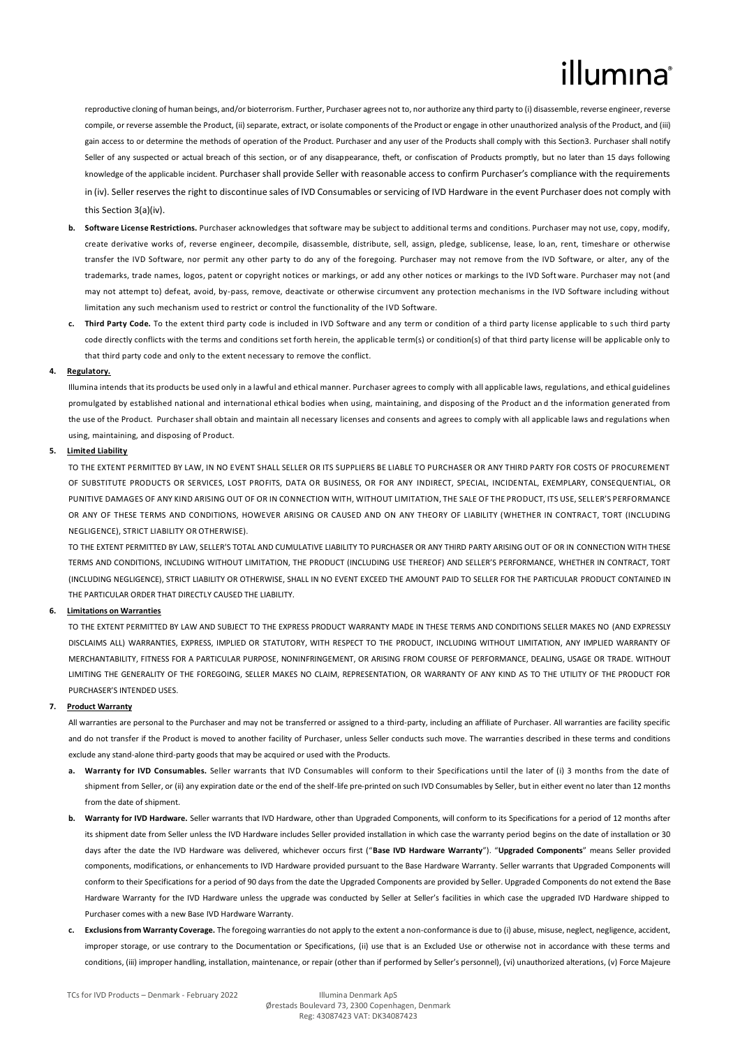reproductive cloning of human beings, and/or bioterrorism. Further, Purchaser agrees not to, nor authorize any third party to (i) disassemble, reverse engineer, reverse compile, or reverse assemble the Product, (ii) separate, extract, or isolate components of the Product or engage in other unauthorized analysis of the Product, and (iii) gain access to or determine the methods of operation of the Product. Purchaser and any user of the Products shall comply with this Section3. Purchaser shall notify Seller of any suspected or actual breach of this section, or of any disappearance, theft, or confiscation of Products promptly, but no later than 15 days following knowledge of the applicable incident. Purchaser shall provide Seller with reasonable access to confirm Purchaser's compliance with the requirements in (iv). Seller reserves the right to discontinue sales of IVD Consumables or servicing of IVD Hardware in the event Purchaser does not comply with this Section 3(a)(iv).

b. **Software License Restrictions.** Purchaser acknowledges that software may be subject to additional terms and conditions. Purchaser may not use, copy, modify, create derivative works of, reverse engineer, decompile, disassemble, distribute, sell, assign, pledge, sublicense, lease, loan, rent, timeshare or otherwise transfer the IVD Software, nor permit any other party to do any of the foregoing. Purchaser may not remove from the IVD Software, or alter, any of the trademarks, trade names, logos, patent or copyright notices or markings, or add any other notices or markings to the IVD Software. Purchaser may not (and may not attempt to) defeat, avoid, by-pass, remove, deactivate or otherwise circumvent any protection mechanisms in the IVD Software including without limitation any such mechanism used to restrict or control the functionality of the IVD Software.

c. **Third Party Code.** To the extent third party code is included in IVD Software and any term or condition of a third party license applicable to such third party code directly conflicts with the terms and conditions set forth herein, the applicable term(s) or condition(s) of that third party license will be applicable only to that third party code and only to the extent necessary to remove the conflict.

**4. Regulatory.**

Illumina intends that its products be used only in a lawful and ethical manner. Purchaser agrees to comply with all applicable laws, regulations, and ethical guidelines promulgated by established national and international ethical bodies when using, maintaining, and disposing of the Product and the information generated from the use of the Product. Purchaser shall obtain and maintain all necessary licenses and consents and agrees to comply with all applicable laws and regulations when using, maintaining, and disposing of Product.

**5. Limited Liability**

TO THE EXTENT PERMITTED BY LAW, IN NO EVENT SHALL SELLER OR ITS SUPPLIERS BE LIABLE TO PURCHASER OR ANY THIRD PARTY FOR COSTS OF PROCUREMENT OF SUBSTITUTE PRODUCTS OR SERVICES, LOST PROFITS, DATA OR BUSINESS, OR FOR ANY INDIRECT, SPECIAL, INCIDENTAL, EXEMPLARY, CONSEQUENTIAL, OR PUNITIVE DAMAGES OF ANY KIND ARISING OUT OF OR IN CONNECTION WITH, WITHOUT LIMITATION, THE SALE OF THE PRODUCT, ITS USE, SELLER'S PERFORMANCE OR ANY OF THESE TERMS AND CONDITIONS, HOWEVER ARISING OR CAUSED AND ON ANY THEORY OF LIABILITY (WHETHER IN CONTRACT, TORT (INCLUDING NEGLIGENCE), STRICT LIABILITY OR OTHERWISE).

TO THE EXTENT PERMITTED BY LAW, SELLER'S TOTAL AND CUMULATIVE LIABILITY TO PURCHASER OR ANY THIRD PARTY ARISING OUT OF OR IN CONNECTION WITH THESE TERMS AND CONDITIONS, INCLUDING WITHOUT LIMITATION, THE PRODUCT (INCLUDING USE THEREOF) AND SELLER'S PERFORMANCE, WHETHER IN CONTRACT, TORT (INCLUDING NEGLIGENCE), STRICT LIABILITY OR OTHERWISE, SHALL IN NO EVENT EXCEED THE AMOUNT PAID TO SELLER FOR THE PARTICULAR PRODUCT CONTAINED IN THE PARTICULAR ORDER THAT DIRECTLY CAUSED THE LIABILITY.

**6. Limitations on Warranties**

TO THE EXTENT PERMITTED BY LAW AND SUBJECT TO THE EXPRESS PRODUCT WARRANTY MADE IN THESE TERMS AND CONDITIONS SELLER MAKES NO (AND EXPRESSLY DISCLAIMS ALL) WARRANTIES, EXPRESS, IMPLIED OR STATUTORY, WITH RESPECT TO THE PRODUCT, INCLUDING WITHOUT LIMITATION, ANY IMPLIED WARRANTY OF MERCHANTABILITY, FITNESS FOR A PARTICULAR PURPOSE, NONINFRINGEMENT, OR ARISING FROM COURSE OF PERFORMANCE, DEALING, USAGE OR TRADE. WITHOUT LIMITING THE GENERALITY OF THE FOREGOING, SELLER MAKES NO CLAIM, REPRESENTATION, OR WARRANTY OF ANY KIND AS TO THE UTILITY OF THE PRODUCT FOR PURCHASER'S INTENDED USES.

**7. Product Warranty**

All warranties are personal to the Purchaser and may not be transferred or assigned to a third-party, including an affiliate of Purchaser. All warranties are facility specific and do not transfer if the Product is moved to another facility of Purchaser, unless Seller conducts such move. The warranties described in these terms and conditions exclude any stand-alone third-party goods that may be acquired or used with the Products.

a. **Warranty for IVD Consumables.** Seller warrants that IVD Consumables will conform to their Specifications until the later of (i) 3 months from the date of shipment from Seller, or (ii) any expiration date or the end of the shelf-life pre-printed on such IVD Consumables by Seller, but in either event no later than 12 months from the date of shipment.

b. **Warranty for IVD Hardware.** Seller warrants that IVD Hardware, other than Upgraded Components, will conform to its Specifications for a period of 12 months after its shipment date from Seller unless the IVD Hardware includes Seller provided installation in which case the warranty period begins on the date of installation or 30 days after the date the IVD Hardware was delivered, whichever occurs first ("**Base IVD Hardware Warranty**"). "**Upgraded Components**" means Seller provided components, modifications, or enhancements to IVD Hardware provided pursuant to the Base Hardware Warranty. Seller warrants that Upgraded Components will conform to their Specifications for a period of 90 days from the date the Upgraded Components are provided by Seller. Upgraded Components do not extend the Base Hardware Warranty for the IVD Hardware unless the upgrade was conducted by Seller at Seller's facilities in which case the upgraded IVD Hardware shipped to Purchaser comes with a new Base IVD Hardware Warranty.

c. **Exclusions from Warranty Coverage.** The foregoing warranties do not apply to the extent a non-conformance is due to (i) abuse, misuse, neglect, negligence, accident, improper storage, or use contrary to the Documentation or Specifications, (ii) use that is an Excluded Use or otherwise not in accordance with these terms and conditions, (iii) improper handling, installation, maintenance, or repair (other than if performed by Seller's personnel), (vi) unauthorized alterations, (v) Force Majeure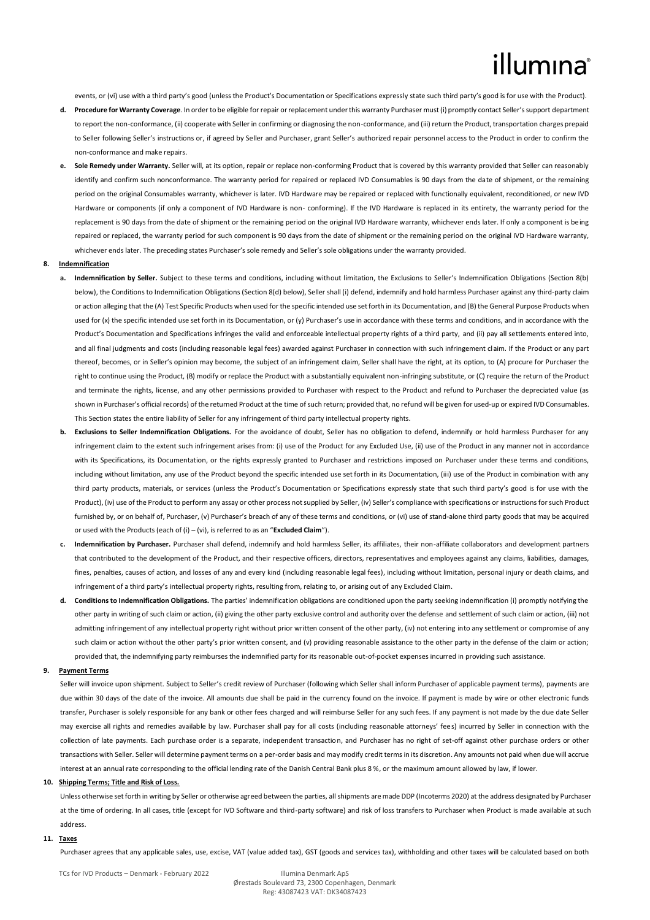events, or (vi) use with a third party's good (unless the Product's Documentation or Specifications expressly state such third party's good is for use with the Product).

d. **Procedure for Warranty Coverage**. In order to be eligible for repair or replacement under this warranty Purchaser must (i) promptly contact Seller's support department to report the non-conformance, (ii) cooperate with Seller in confirming or diagnosing the non-conformance, and (iii) return the Product, transportation charges prepaid to Seller following Seller's instructions or, if agreed by Seller and Purchaser, grant Seller's authorized repair personnel access to the Product in order to confirm the non-conformance and make repairs.

e. **Sole Remedy under Warranty.** Seller will, at its option, repair or replace non-conforming Product that is covered by this warranty provided that Seller can reasonably identify and confirm such nonconformance. The warranty period for repaired or replaced IVD Consumables is 90 days from the date of shipment, or the remaining period on the original Consumables warranty, whichever is later. IVD Hardware may be repaired or replaced with functionally equivalent, reconditioned, or new IVD Hardware or components (if only a component of IVD Hardware is non- conforming). If the IVD Hardware is replaced in its entirety, the warranty period for the replacement is 90 days from the date of shipment or the remaining period on the original IVD Hardware warranty, whichever ends later. If only a component is being repaired or replaced, the warranty period for such component is 90 days from the date of shipment or the remaining period on the original IVD Hardware warranty, whichever ends later. The preceding states Purchaser's sole remedy and Seller's sole obligations under the warranty provided.

**8. Indemnification**

a. **Indemnification by Seller.** Subject to these terms and conditions, including without limitation, the Exclusions to Seller's Indemnification Obligations (Section 8(b) below), the Conditions to Indemnification Obligations (Section 8(d) below), Seller shall (i) defend, indemnify and hold harmless Purchaser against any third-party claim or action alleging that the (A) Test Specific Products when used for the specific intended use set forth in its Documentation, and (B) the General Purpose Products when used for (x) the specific intended use set forth in its Documentation, or (y) Purchaser's use in accordance with these terms and conditions, and in accordance with the Product's Documentation and Specifications infringes the valid and enforceable intellectual property rights of a third party, and (ii) pay all settlements entered into, and all final judgments and costs (including reasonable legal fees) awarded against Purchaser in connection with such infringement claim. If the Product or any part thereof, becomes, or in Seller's opinion may become, the subject of an infringement claim, Seller shall have the right, at its option, to (A) procure for Purchaser the right to continue using the Product, (B) modify or replace the Product with a substantially equivalent non-infringing substitute, or (C) require the return of the Product and terminate the rights, license, and any other permissions provided to Purchaser with respect to the Product and refund to Purchaser the depreciated value (as shown in Purchaser's official records) of the returned Product at the time of such return; provided that, no refund will be given for used-up or expired IVD Consumables. This Section states the entire liability of Seller for any infringement of third party intellectual property rights.

b. **Exclusions to Seller Indemnification Obligations.** For the avoidance of doubt, Seller has no obligation to defend, indemnify or hold harmless Purchaser for any infringement claim to the extent such infringement arises from: (i) use of the Product for any Excluded Use, (ii) use of the Product in any manner not in accordance with its Specifications, its Documentation, or the rights expressly granted to Purchaser and restrictions imposed on Purchaser under these terms and conditions, including without limitation, any use of the Product beyond the specific intended use set forth in its Documentation, (iii) use of the Product in combination with any third party products, materials, or services (unless the Product's Documentation or Specifications expressly state that such third party's good is for use with the Product), (iv) use of the Product to perform any assay or other process not supplied by Seller, (iv) Seller's compliance with specifications or instructions for such Product furnished by, or on behalf of, Purchaser, (v) Purchaser's breach of any of these terms and conditions, or (vi) use of stand-alone third party goods that may be acquired or used with the Products (each of (i) – (vi), is referred to as an "**Excluded Claim**").

c. **Indemnification by Purchaser.** Purchaser shall defend, indemnify and hold harmless Seller, its affiliates, their non-affiliate collaborators and development partners that contributed to the development of the Product, and their respective officers, directors, representatives and employees against any claims, liabilities, damages, fines, penalties, causes of action, and losses of any and every kind (including reasonable legal fees), including without limitation, personal injury or death claims, and infringement of a third party's intellectual property rights, resulting from, relating to, or arising out of any Excluded Claim.

d. **Conditions to Indemnification Obligations.** The parties' indemnification obligations are conditioned upon the party seeking indemnification (i) promptly notifying the other party in writing of such claim or action, (ii) giving the other party exclusive control and authority over the defense and settlement of such claim or action, (iii) not admitting infringement of any intellectual property right without prior written consent of the other party, (iv) not entering into any settlement or compromise of any such claim or action without the other party's prior written consent, and (v) providing reasonable assistance to the other party in the defense of the claim or action; provided that, the indemnifying party reimburses the indemnified party for its reasonable out-of-pocket expenses incurred in providing such assistance.

**9. Payment Terms**

Seller will invoice upon shipment. Subject to Seller's credit review of Purchaser (following which Seller shall inform Purchaser of applicable payment terms), payments are due within 30 days of the date of the invoice. All amounts due shall be paid in the currency found on the invoice. If payment is made by wire or other electronic funds transfer, Purchaser is solely responsible for any bank or other fees charged and will reimburse Seller for any such fees. If any payment is not made by the due date Seller may exercise all rights and remedies available by law. Purchaser shall pay for all costs (including reasonable attorneys' fees) incurred by Seller in connection with the collection of late payments. Each purchase order is a separate, independent transaction, and Purchaser has no right of set-off against other purchase orders or other transactions with Seller. Seller will determine payment terms on a per-order basis and may modify credit terms in its discretion. Any amounts not paid when due will accrue interest at an annual rate corresponding to the official lending rate of the Danish Central Bank plus 8 %, or the maximum amount allowed by law, if lower.

**10. Shipping Terms; Title and Risk of Loss.**

Unless otherwise set forth in writing by Seller or otherwise agreed between the parties, all shipments are made DDP (Incoterms 2020) at the address designated by Purchaser at the time of ordering. In all cases, title (except for IVD Software and third-party software) and risk of loss transfers to Purchaser when Product is made available at such address.

**11. Taxes**

Purchaser agrees that any applicable sales, use, excise, VAT (value added tax), GST (goods and services tax), withholding and other taxes will be calculated based on both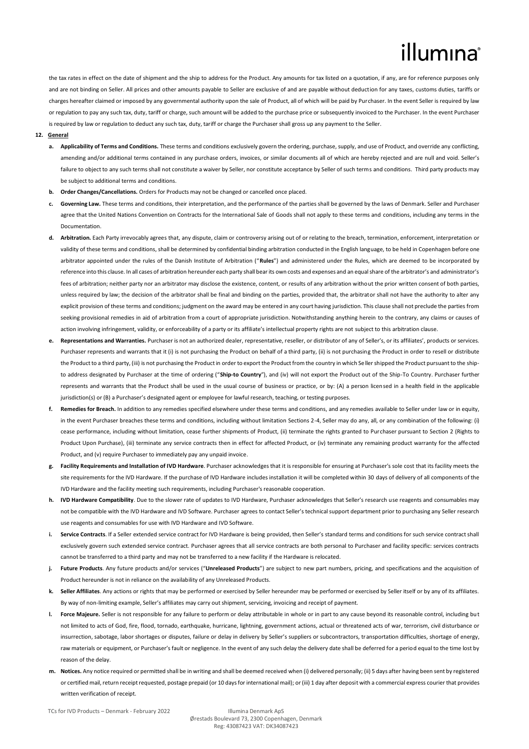the tax rates in effect on the date of shipment and the ship to address for the Product. Any amounts for tax listed on a quotation, if any, are for reference purposes only and are not binding on Seller. All prices and other amounts payable to Seller are exclusive of and are payable without deduction for any taxes, customs duties, tariffs or charges hereafter claimed or imposed by any governmental authority upon the sale of Product, all of which will be paid by Purchaser. In the event Seller is required by law or regulation to pay any such tax, duty, tariff or charge, such amount will be added to the purchase price or subsequently invoiced to the Purchaser. In the event Purchaser is required by law or regulation to deduct any such tax, duty, tariff or charge the Purchaser shall gross up any payment to the Seller.

**12. General**

- **a. Applicability of Terms and Conditions.** These terms and conditions exclusively govern the ordering, purchase, supply, and use of Product, and override any conflicting, amending and/or additional terms contained in any purchase orders, invoices, or similar documents all of which are hereby rejected and are null and void. Seller's failure to object to any such terms shall not constitute a waiver by Seller, nor constitute acceptance by Seller of such terms and conditions. Third party products may be subject to additional terms and conditions.
- **b. Order Changes/Cancellations.** Orders for Products may not be changed or cancelled once placed.
- **c. Governing Law.** These terms and conditions, their interpretation, and the performance of the parties shall be governed by the laws of Denmark. Seller and Purchaser agree that the United Nations Convention on Contracts for the International Sale of Goods shall not apply to these terms and conditions, including any terms in the Documentation.
- **d. Arbitration.** Each Party irrevocably agrees that, any dispute, claim or controversy arising out of or relating to the breach, termination, enforcement, interpretation or validity of these terms and conditions, shall be determined by confidential binding arbitration conducted in the English language, to be held in Copenhagen before one arbitrator appointed under the rules of the Danish Institute of Arbitration ("**Rules**") and administered under the Rules, which are deemed to be incorporated by reference into this clause. In all cases of arbitration hereunder each party shall bear its own costs and expenses and an equal share of the arbitrator's and administrator's fees of arbitration; neither party nor an arbitrator may disclose the existence, content, or results of any arbitration without the prior written consent of both parties, unless required by law; the decision of the arbitrator shall be final and binding on the parties, provided that, the arbitrator shall not have the authority to alter any explicit provision of these terms and conditions; judgment on the award may be entered in any court having jurisdiction. This clause shall not preclude the parties from seeking provisional remedies in aid of arbitration from a court of appropriate jurisdiction. Notwithstanding anything herein to the contrary, any claims or causes of action involving infringement, validity, or enforceability of a party or its affiliate's intellectual property rights are not subject to this arbitration clause.
- **e. Representations and Warranties.** Purchaser is not an authorized dealer, representative, reseller, or distributor of any of Seller's, or its affiliates', products or services. Purchaser represents and warrants that it (i) is not purchasing the Product on behalf of a third party, (ii) is not purchasing the Product in order to resell or distribute the Product to a third party, (iii) is not purchasing the Product in order to export the Product from the country in which Seller shipped the Product pursuant to the ship-to address designated by Purchaser at the time of ordering ("**Ship-to Country**"), and (iv) will not export the Product out of the Ship-To Country. Purchaser further represents and warrants that the Product shall be used in the usual course of business or practice, or by: (A) a person licensed in a health field in the applicable jurisdiction(s) or (B) a Purchaser's designated agent or employee for lawful research, teaching, or testing purposes.
- **f. Remedies for Breach.** In addition to any remedies specified elsewhere under these terms and conditions, and any remedies available to Seller under law or in equity, in the event Purchaser breaches these terms and conditions, including without limitation Sections 2-4, Seller may do any, all, or any combination of the following: (i) cease performance, including without limitation, cease further shipments of Product, (ii) terminate the rights granted to Purchaser pursuant to Section 2 (Rights to Product Upon Purchase), (iii) terminate any service contracts then in effect for affected Product, or (iv) terminate any remaining product warranty for the affected Product, and (v) require Purchaser to immediately pay any unpaid invoice.
- **g. Facility Requirements and Installation of IVD Hardware**. Purchaser acknowledges that it is responsible for ensuring at Purchaser's sole cost that its facility meets the site requirements for the IVD Hardware. If the purchase of IVD Hardware includes installation it will be completed within 30 days of delivery of all components of the IVD Hardware and the facility meeting such requirements, including Purchaser's reasonable cooperation.
- **h. IVD Hardware Compatibility**. Due to the slower rate of updates to IVD Hardware, Purchaser acknowledges that Seller's research use reagents and consumables may not be compatible with the IVD Hardware and IVD Software. Purchaser agrees to contact Seller's technical support department prior to purchasing any Seller research use reagents and consumables for use with IVD Hardware and IVD Software.
- **i. Service Contracts**. If a Seller extended service contract for IVD Hardware is being provided, then Seller's standard terms and conditions for such service contract shall exclusively govern such extended service contract. Purchaser agrees that all service contracts are both personal to Purchaser and facility specific: services contracts cannot be transferred to a third party and may not be transferred to a new facility if the Hardware is relocated.
- **j. Future Products**. Any future products and/or services ("**Unreleased Products**") are subject to new part numbers, pricing, and specifications and the acquisition of Product hereunder is not in reliance on the availability of any Unreleased Products.
- **k. Seller Affiliates**. Any actions or rights that may be performed or exercised by Seller hereunder may be performed or exercised by Seller itself or by any of its affiliates. By way of non-limiting example, Seller's affiliates may carry out shipment, servicing, invoicing and receipt of payment.
- **l. Force Majeure.** Seller is not responsible for any failure to perform or delay attributable in whole or in part to any cause beyond its reasonable control, including but not limited to acts of God, fire, flood, tornado, earthquake, hurricane, lightning, government actions, actual or threatened acts of war, terrorism, civil disturbance or insurrection, sabotage, labor shortages or disputes, failure or delay in delivery by Seller's suppliers or subcontractors, transportation difficulties, shortage of energy, raw materials or equipment, or Purchaser's fault or negligence. In the event of any such delay the delivery date shall be deferred for a period equal to the time lost by reason of the delay.
- **m. Notices.** Any notice required or permitted shall be in writing and shall be deemed received when (i) delivered personally; (ii) 5 days after having been sent by registered or certified mail, return receipt requested, postage prepaid (or 10 days for international mail); or (iii) 1 day after deposit with a commercial express courier that provides written verification of receipt.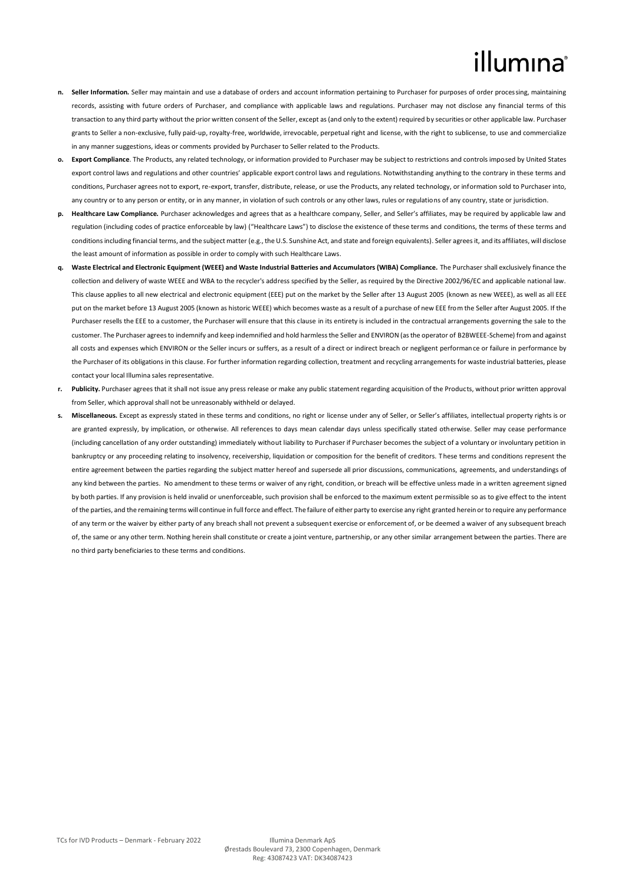**n. Seller Information.** Seller may maintain and use a database of orders and account information pertaining to Purchaser for purposes of order processing, maintaining records, assisting with future orders of Purchaser, and compliance with applicable laws and regulations. Purchaser may not disclose any financial terms of this transaction to any third party without the prior written consent of the Seller, except as (and only to the extent) required by securities or other applicable law. Purchaser grants to Seller a non-exclusive, fully paid-up, royalty-free, worldwide, irrevocable, perpetual right and license, with the right to sublicense, to use and commercialize in any manner suggestions, ideas or comments provided by Purchaser to Seller related to the Products.

**o. Export Compliance**. The Products, any related technology, or information provided to Purchaser may be subject to restrictions and controls imposed by United States export control laws and regulations and other countries' applicable export control laws and regulations. Notwithstanding anything to the contrary in these terms and conditions, Purchaser agrees not to export, re-export, transfer, distribute, release, or use the Products, any related technology, or information sold to Purchaser into, any country or to any person or entity, or in any manner, in violation of such controls or any other laws, rules or regulations of any country, state or jurisdiction.

**p. Healthcare Law Compliance.** Purchaser acknowledges and agrees that as a healthcare company, Seller, and Seller's affiliates, may be required by applicable law and regulation (including codes of practice enforceable by law) ("Healthcare Laws") to disclose the existence of these terms and conditions, the terms of these terms and conditions including financial terms, and the subject matter (e.g., the U.S. Sunshine Act, and state and foreign equivalents). Seller agrees it, and its affiliates, will disclose the least amount of information as possible in order to comply with such Healthcare Laws.

**q. Waste Electrical and Electronic Equipment (WEEE) and Waste Industrial Batteries and Accumulators (WIBA) Compliance.** The Purchaser shall exclusively finance the collection and delivery of waste WEEE and WBA to the recycler's address specified by the Seller, as required by the Directive 2002/96/EC and applicable national law. This clause applies to all new electrical and electronic equipment (EEE) put on the market by the Seller after 13 August 2005 (known as new WEEE), as well as all EEE put on the market before 13 August 2005 (known as historic WEEE) which becomes waste as a result of a purchase of new EEE from the Seller after August 2005. If the Purchaser resells the EEE to a customer, the Purchaser will ensure that this clause in its entirety is included in the contractual arrangements governing the sale to the customer. The Purchaser agrees to indemnify and keep indemnified and hold harmless the Seller and ENVIRON (as the operator of B2BWEEE-Scheme) from and against all costs and expenses which ENVIRON or the Seller incurs or suffers, as a result of a direct or indirect breach or negligent performance or failure in performance by the Purchaser of its obligations in this clause. For further information regarding collection, treatment and recycling arrangements for waste industrial batteries, please contact your local Illumina sales representative.

**r. Publicity.** Purchaser agrees that it shall not issue any press release or make any public statement regarding acquisition of the Products, without prior written approval from Seller, which approval shall not be unreasonably withheld or delayed.

**s. Miscellaneous.** Except as expressly stated in these terms and conditions, no right or license under any of Seller, or Seller's affiliates, intellectual property rights is or are granted expressly, by implication, or otherwise. All references to days mean calendar days unless specifically stated otherwise. Seller may cease performance (including cancellation of any order outstanding) immediately without liability to Purchaser if Purchaser becomes the subject of a voluntary or involuntary petition in bankruptcy or any proceeding relating to insolvency, receivership, liquidation or composition for the benefit of creditors. These terms and conditions represent the entire agreement between the parties regarding the subject matter hereof and supersede all prior discussions, communications, agreements, and understandings of any kind between the parties. No amendment to these terms or waiver of any right, condition, or breach will be effective unless made in a written agreement signed by both parties. If any provision is held invalid or unenforceable, such provision shall be enforced to the maximum extent permissible so as to give effect to the intent of the parties, and the remaining terms will continue in full force and effect. The failure of either party to exercise any right granted herein or to require any performance of any term or the waiver by either party of any breach shall not prevent a subsequent exercise or enforcement of, or be deemed a waiver of any subsequent breach of, the same or any other term. Nothing herein shall constitute or create a joint venture, partnership, or any other similar arrangement between the parties. There are no third party beneficiaries to these terms and conditions.